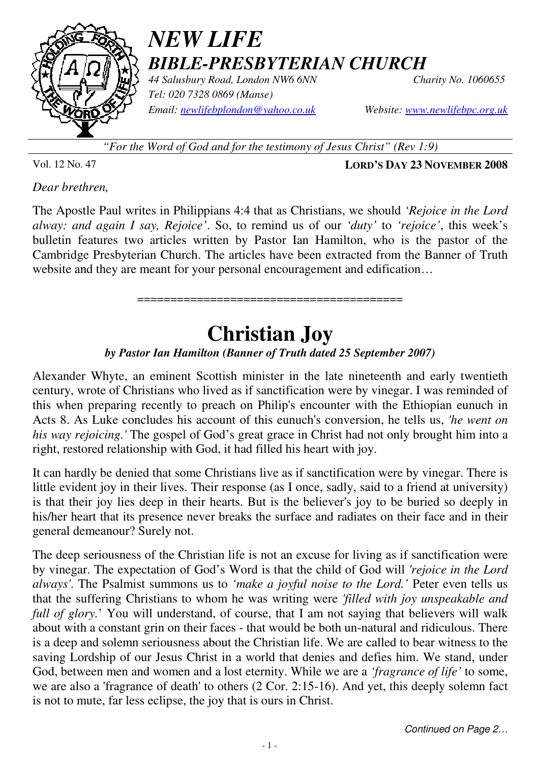# *NEW LIFE*
## *BIBLE-PRESBYTERIAN CHURCH*

*44 Salusbury Road, London NW6 6NN* *Charity No. 1060655*
*Tel: 020 7328 0869 (Manse)*
*Email: newlifebplondon@yahoo.co.uk* *Website: www.newlifebpc.org.uk*

*"For the Word of God and for the testimony of Jesus Christ" (Rev 1:9)*

Vol. 12 No. 47 **LORD'S DAY 23 NOVEMBER 2008**

*Dear brethren,*

The Apostle Paul writes in Philippians 4:4 that as Christians, we should *'Rejoice in the Lord alway: and again I say, Rejoice'*. So, to remind us of our *'duty'* to *'rejoice'*, this week's bulletin features two articles written by Pastor Ian Hamilton, who is the pastor of the Cambridge Presbyterian Church. The articles have been extracted from the Banner of Truth website and they are meant for your personal encouragement and edification…

========================================

# Christian Joy

***by Pastor Ian Hamilton (Banner of Truth dated 25 September 2007)***

Alexander Whyte, an eminent Scottish minister in the late nineteenth and early twentieth century, wrote of Christians who lived as if sanctification were by vinegar. I was reminded of this when preparing recently to preach on Philip's encounter with the Ethiopian eunuch in Acts 8. As Luke concludes his account of this eunuch's conversion, he tells us, *'he went on his way rejoicing.'* The gospel of God's great grace in Christ had not only brought him into a right, restored relationship with God, it had filled his heart with joy.

It can hardly be denied that some Christians live as if sanctification were by vinegar. There is little evident joy in their lives. Their response (as I once, sadly, said to a friend at university) is that their joy lies deep in their hearts. But is the believer's joy to be buried so deeply in his/her heart that its presence never breaks the surface and radiates on their face and in their general demeanour? Surely not.

The deep seriousness of the Christian life is not an excuse for living as if sanctification were by vinegar. The expectation of God's Word is that the child of God will *'rejoice in the Lord always'*. The Psalmist summons us to *'make a joyful noise to the Lord.'* Peter even tells us that the suffering Christians to whom he was writing were *'filled with joy unspeakable and full of glory.*' You will understand, of course, that I am not saying that believers will walk about with a constant grin on their faces - that would be both un-natural and ridiculous. There is a deep and solemn seriousness about the Christian life. We are called to bear witness to the saving Lordship of our Jesus Christ in a world that denies and defies him. We stand, under God, between men and women and a lost eternity. While we are a *'fragrance of life'* to some, we are also a 'fragrance of death' to others (2 Cor. 2:15-16). And yet, this deeply solemn fact is not to mute, far less eclipse, the joy that is ours in Christ.

*Continued on Page 2…*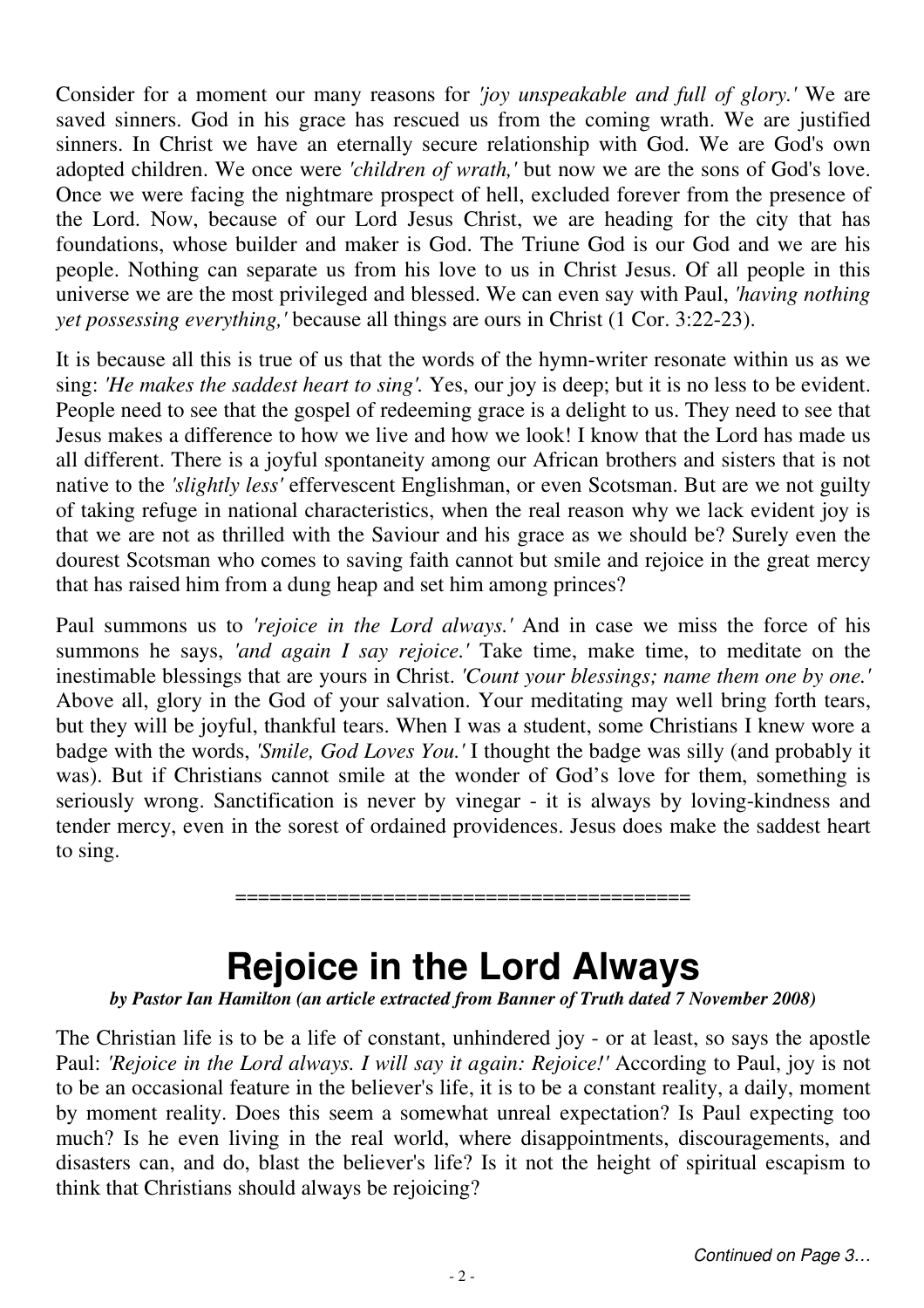Consider for a moment our many reasons for *'joy unspeakable and full of glory.'* We are saved sinners. God in his grace has rescued us from the coming wrath. We are justified sinners. In Christ we have an eternally secure relationship with God. We are God's own adopted children. We once were *'children of wrath,'* but now we are the sons of God's love. Once we were facing the nightmare prospect of hell, excluded forever from the presence of the Lord. Now, because of our Lord Jesus Christ, we are heading for the city that has foundations, whose builder and maker is God. The Triune God is our God and we are his people. Nothing can separate us from his love to us in Christ Jesus. Of all people in this universe we are the most privileged and blessed. We can even say with Paul, *'having nothing yet possessing everything,'* because all things are ours in Christ (1 Cor. 3:22-23).

It is because all this is true of us that the words of the hymn-writer resonate within us as we sing: *'He makes the saddest heart to sing'.* Yes, our joy is deep; but it is no less to be evident. People need to see that the gospel of redeeming grace is a delight to us. They need to see that Jesus makes a difference to how we live and how we look! I know that the Lord has made us all different. There is a joyful spontaneity among our African brothers and sisters that is not native to the *'slightly less'* effervescent Englishman, or even Scotsman. But are we not guilty of taking refuge in national characteristics, when the real reason why we lack evident joy is that we are not as thrilled with the Saviour and his grace as we should be? Surely even the dourest Scotsman who comes to saving faith cannot but smile and rejoice in the great mercy that has raised him from a dung heap and set him among princes?

Paul summons us to *'rejoice in the Lord always.'* And in case we miss the force of his summons he says, *'and again I say rejoice.'* Take time, make time, to meditate on the inestimable blessings that are yours in Christ. *'Count your blessings; name them one by one.'* Above all, glory in the God of your salvation. Your meditating may well bring forth tears, but they will be joyful, thankful tears. When I was a student, some Christians I knew wore a badge with the words, *'Smile, God Loves You.'* I thought the badge was silly (and probably it was). But if Christians cannot smile at the wonder of God's love for them, something is seriously wrong. Sanctification is never by vinegar - it is always by loving-kindness and tender mercy, even in the sorest of ordained providences. Jesus does make the saddest heart to sing.

========================================

# Rejoice in the Lord Always

***by Pastor Ian Hamilton (an article extracted from Banner of Truth dated 7 November 2008)***

The Christian life is to be a life of constant, unhindered joy - or at least, so says the apostle Paul: *'Rejoice in the Lord always. I will say it again: Rejoice!'* According to Paul, joy is not to be an occasional feature in the believer's life, it is to be a constant reality, a daily, moment by moment reality. Does this seem a somewhat unreal expectation? Is Paul expecting too much? Is he even living in the real world, where disappointments, discouragements, and disasters can, and do, blast the believer's life? Is it not the height of spiritual escapism to think that Christians should always be rejoicing?

*Continued on Page 3…*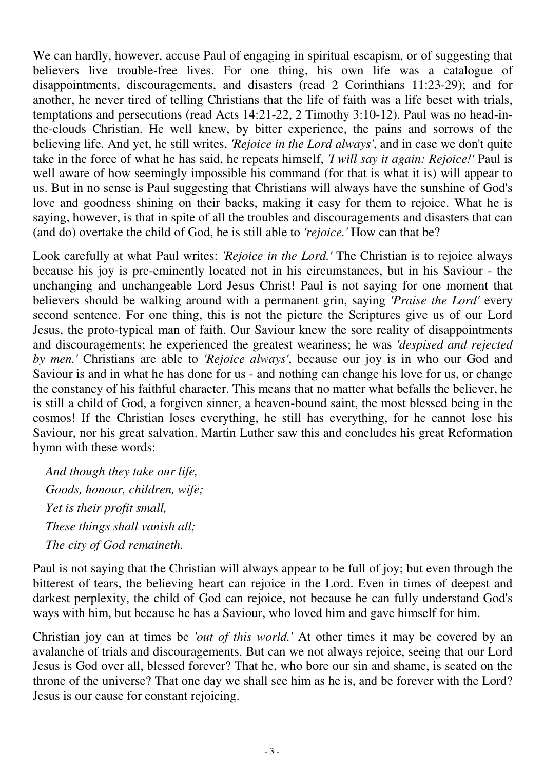We can hardly, however, accuse Paul of engaging in spiritual escapism, or of suggesting that believers live trouble-free lives. For one thing, his own life was a catalogue of disappointments, discouragements, and disasters (read 2 Corinthians 11:23-29); and for another, he never tired of telling Christians that the life of faith was a life beset with trials, temptations and persecutions (read Acts 14:21-22, 2 Timothy 3:10-12). Paul was no head-in-the-clouds Christian. He well knew, by bitter experience, the pains and sorrows of the believing life. And yet, he still writes, *'Rejoice in the Lord always'*, and in case we don't quite take in the force of what he has said, he repeats himself, *'I will say it again: Rejoice!'* Paul is well aware of how seemingly impossible his command (for that is what it is) will appear to us. But in no sense is Paul suggesting that Christians will always have the sunshine of God's love and goodness shining on their backs, making it easy for them to rejoice. What he is saying, however, is that in spite of all the troubles and discouragements and disasters that can (and do) overtake the child of God, he is still able to *'rejoice.'* How can that be?

Look carefully at what Paul writes: *'Rejoice in the Lord.'* The Christian is to rejoice always because his joy is pre-eminently located not in his circumstances, but in his Saviour - the unchanging and unchangeable Lord Jesus Christ! Paul is not saying for one moment that believers should be walking around with a permanent grin, saying *'Praise the Lord'* every second sentence. For one thing, this is not the picture the Scriptures give us of our Lord Jesus, the proto-typical man of faith. Our Saviour knew the sore reality of disappointments and discouragements; he experienced the greatest weariness; he was *'despised and rejected by men.'* Christians are able to *'Rejoice always'*, because our joy is in who our God and Saviour is and in what he has done for us - and nothing can change his love for us, or change the constancy of his faithful character. This means that no matter what befalls the believer, he is still a child of God, a forgiven sinner, a heaven-bound saint, the most blessed being in the cosmos! If the Christian loses everything, he still has everything, for he cannot lose his Saviour, nor his great salvation. Martin Luther saw this and concludes his great Reformation hymn with these words:

*And though they take our life,*
*Goods, honour, children, wife;*
*Yet is their profit small,*
*These things shall vanish all;*
*The city of God remaineth.*

Paul is not saying that the Christian will always appear to be full of joy; but even through the bitterest of tears, the believing heart can rejoice in the Lord. Even in times of deepest and darkest perplexity, the child of God can rejoice, not because he can fully understand God's ways with him, but because he has a Saviour, who loved him and gave himself for him.

Christian joy can at times be *'out of this world.'* At other times it may be covered by an avalanche of trials and discouragements. But can we not always rejoice, seeing that our Lord Jesus is God over all, blessed forever? That he, who bore our sin and shame, is seated on the throne of the universe? That one day we shall see him as he is, and be forever with the Lord? Jesus is our cause for constant rejoicing.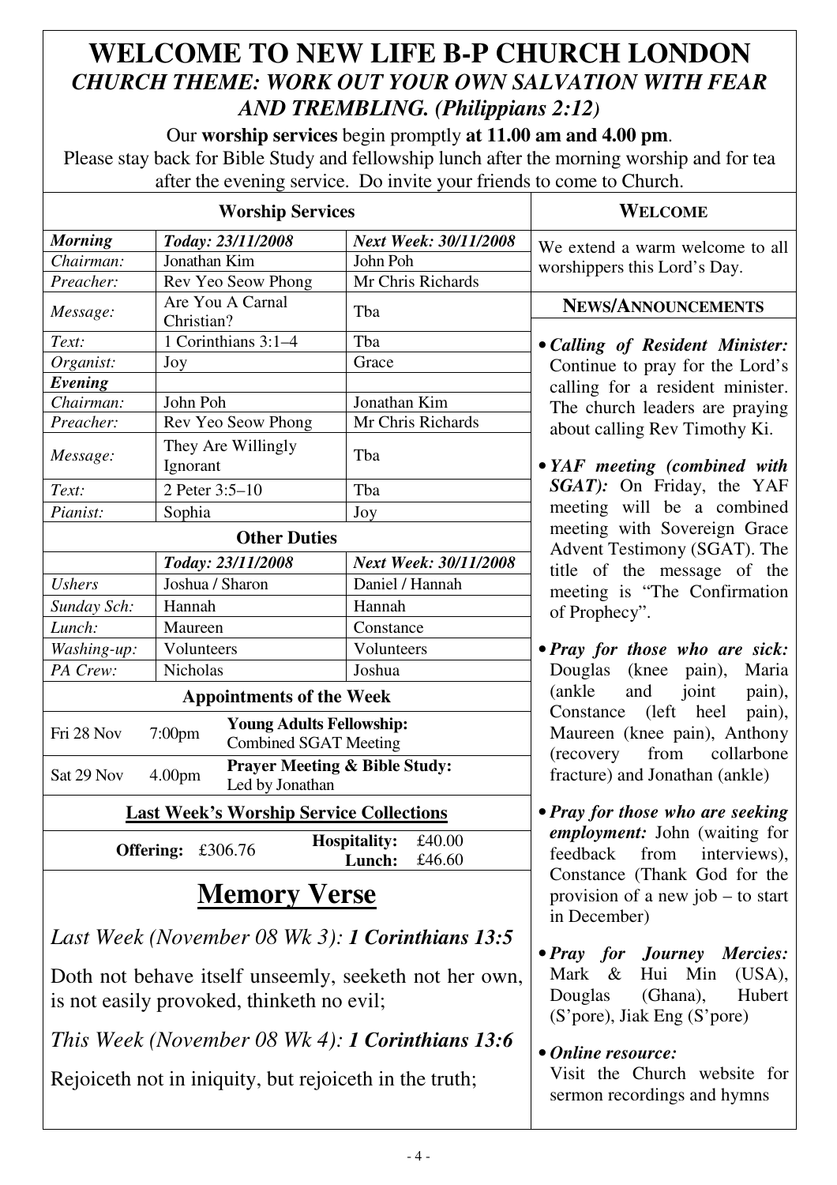# WELCOME TO NEW LIFE B-P CHURCH LONDON

## *CHURCH THEME: WORK OUT YOUR OWN SALVATION WITH FEAR AND TREMBLING. (Philippians 2:12)*

Our **worship services** begin promptly **at 11.00 am and 4.00 pm**.
Please stay back for Bible Study and fellowship lunch after the morning worship and for tea after the evening service. Do invite your friends to come to Church.

### Worship Services

| ***Morning*** | ***Today: 23/11/2008*** | ***Next Week: 30/11/2008*** |
|---|---|---|
| *Chairman:* | Jonathan Kim | John Poh |
| *Preacher:* | Rev Yeo Seow Phong | Mr Chris Richards |
| *Message:* | Are You A Carnal Christian? | Tba |
| *Text:* | 1 Corinthians 3:1–4 | Tba |
| *Organist:* | Joy | Grace |
| ***Evening*** | | |
| *Chairman:* | John Poh | Jonathan Kim |
| *Preacher:* | Rev Yeo Seow Phong | Mr Chris Richards |
| *Message:* | They Are Willingly Ignorant | Tba |
| *Text:* | 2 Peter 3:5–10 | Tba |
| *Pianist:* | Sophia | Joy |

### Other Duties

| | ***Today: 23/11/2008*** | ***Next Week: 30/11/2008*** |
|---|---|---|
| *Ushers* | Joshua / Sharon | Daniel / Hannah |
| *Sunday Sch:* | Hannah | Hannah |
| *Lunch:* | Maureen | Constance |
| *Washing-up:* | Volunteers | Volunteers |
| *PA Crew:* | Nicholas | Joshua |

### Appointments of the Week

| | | |
|---|---|---|
| Fri 28 Nov | 7:00pm | **Young Adults Fellowship:** Combined SGAT Meeting |
| Sat 29 Nov | 4.00pm | **Prayer Meeting & Bible Study:** Led by Jonathan |

### Last Week's Worship Service Collections

**Offering:** £306.76 **Hospitality:** £40.00 **Lunch:** £46.60

## Memory Verse

*Last Week (November 08 Wk 3):* ***1 Corinthians 13:5***

Doth not behave itself unseemly, seeketh not her own, is not easily provoked, thinketh no evil;

*This Week (November 08 Wk 4):* ***1 Corinthians 13:6***

Rejoiceth not in iniquity, but rejoiceth in the truth;

### WELCOME

We extend a warm welcome to all worshippers this Lord's Day.

### NEWS/ANNOUNCEMENTS

- ***Calling of Resident Minister:*** Continue to pray for the Lord's calling for a resident minister. The church leaders are praying about calling Rev Timothy Ki.
- ***YAF meeting (combined with SGAT):*** On Friday, the YAF meeting will be a combined meeting with Sovereign Grace Advent Testimony (SGAT). The title of the message of the meeting is "The Confirmation of Prophecy".
- ***Pray for those who are sick:*** Douglas (knee pain), Maria (ankle and joint pain), Constance (left heel pain), Maureen (knee pain), Anthony (recovery from collarbone fracture) and Jonathan (ankle)
- ***Pray for those who are seeking employment:*** John (waiting for feedback from interviews), Constance (Thank God for the provision of a new job – to start in December)
- ***Pray for Journey Mercies:*** Mark & Hui Min (USA), Douglas (Ghana), Hubert (S'pore), Jiak Eng (S'pore)
- ***Online resource:*** Visit the Church website for sermon recordings and hymns